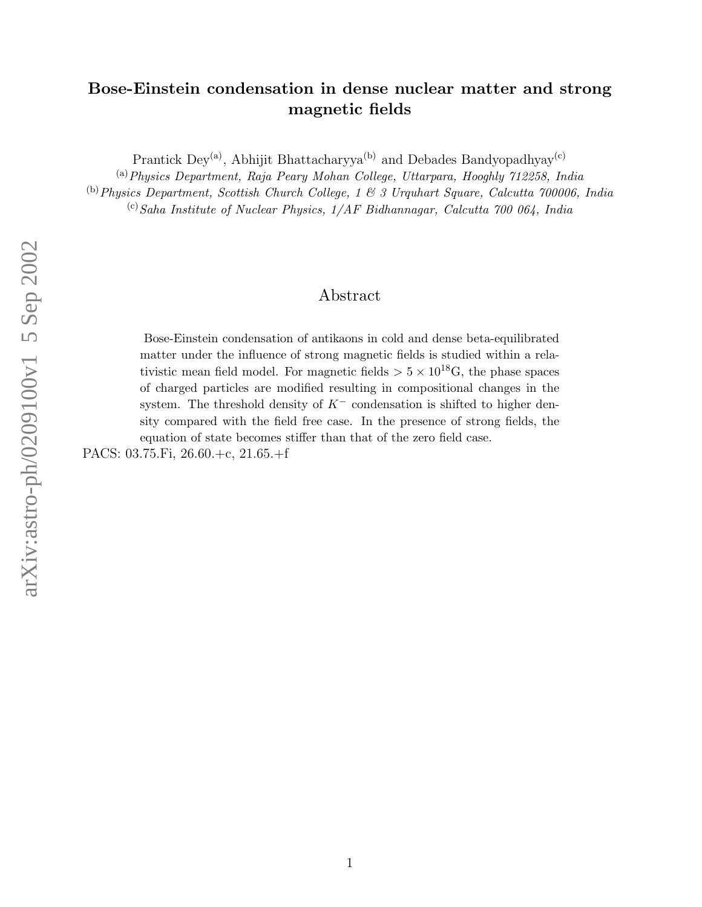# Bose-Einstein condensation in dense nuclear matter and strong magnetic fields

Prantick Dey[(a)], Abhijit Bhattacharyya[(b)] and Debades Bandyopadhyay[(c)]

[(a)] *Physics Department, Raja Peary Mohan College, Uttarpara, Hooghly 712258, India*

[(b)] *Physics Department, Scottish Church College, 1 & 3 Urquhart Square, Calcutta 700006, India*

[(c)] *Saha Institute of Nuclear Physics, 1/AF Bidhannagar, Calcutta 700 064, India*

## Abstract

Bose-Einstein condensation of antikaons in cold and dense beta-equilibrated matter under the influence of strong magnetic fields is studied within a relativistic mean field model. For magnetic fields $> 5 \times 10^{18}$G, the phase spaces of charged particles are modified resulting in compositional changes in the system. The threshold density of $K^-$ condensation is shifted to higher density compared with the field free case. In the presence of strong fields, the equation of state becomes stiffer than that of the zero field case.

PACS: 03.75.Fi, 26.60.+c, 21.65.+f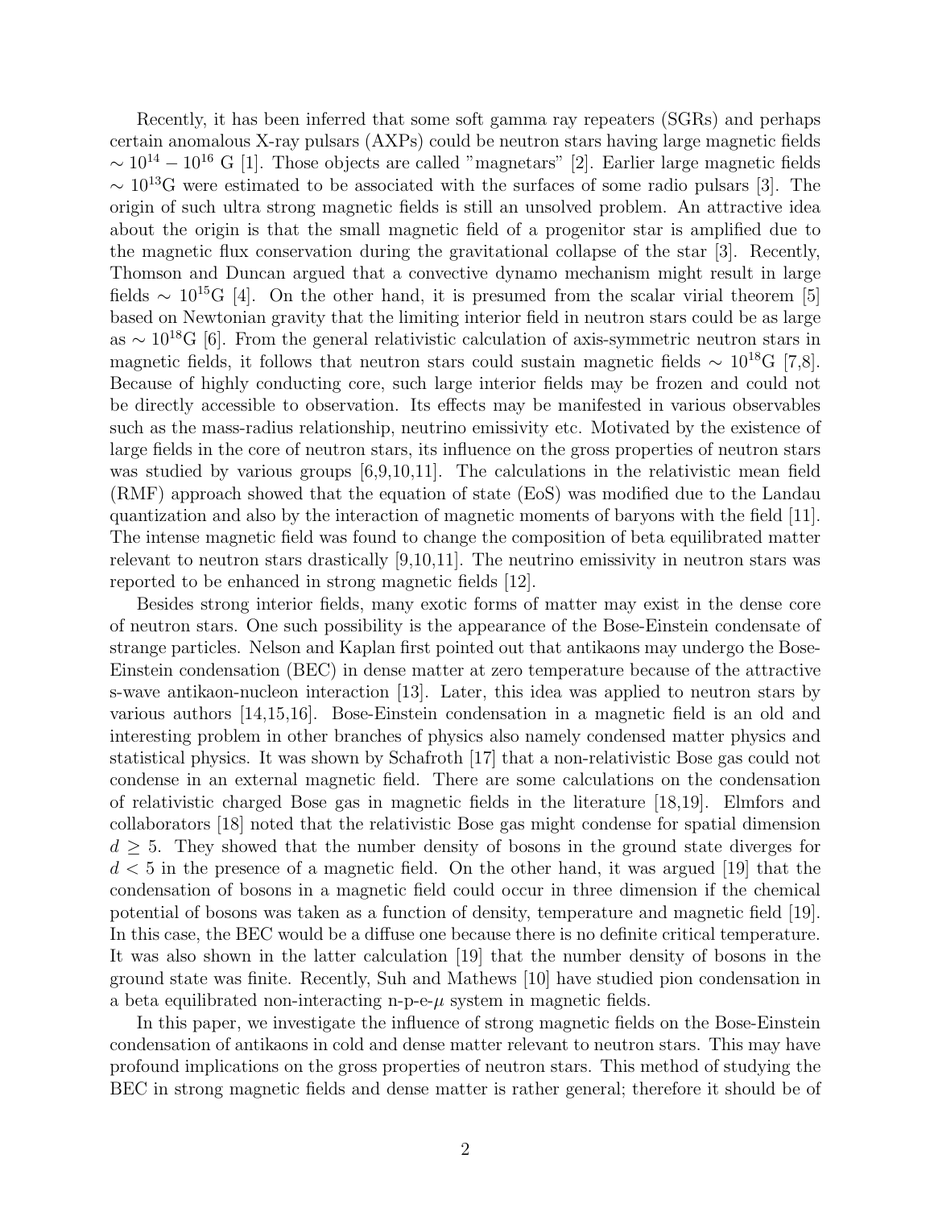Recently, it has been inferred that some soft gamma ray repeaters (SGRs) and perhaps certain anomalous X-ray pulsars (AXPs) could be neutron stars having large magnetic fields $\sim 10^{14} - 10^{16}$ G [1]. Those objects are called "magnetars" [2]. Earlier large magnetic fields $\sim 10^{13}$G were estimated to be associated with the surfaces of some radio pulsars [3]. The origin of such ultra strong magnetic fields is still an unsolved problem. An attractive idea about the origin is that the small magnetic field of a progenitor star is amplified due to the magnetic flux conservation during the gravitational collapse of the star [3]. Recently, Thomson and Duncan argued that a convective dynamo mechanism might result in large fields $\sim 10^{15}$G [4]. On the other hand, it is presumed from the scalar virial theorem [5] based on Newtonian gravity that the limiting interior field in neutron stars could be as large as $\sim 10^{18}$G [6]. From the general relativistic calculation of axis-symmetric neutron stars in magnetic fields, it follows that neutron stars could sustain magnetic fields $\sim 10^{18}$G [7,8]. Because of highly conducting core, such large interior fields may be frozen and could not be directly accessible to observation. Its effects may be manifested in various observables such as the mass-radius relationship, neutrino emissivity etc. Motivated by the existence of large fields in the core of neutron stars, its influence on the gross properties of neutron stars was studied by various groups [6,9,10,11]. The calculations in the relativistic mean field (RMF) approach showed that the equation of state (EoS) was modified due to the Landau quantization and also by the interaction of magnetic moments of baryons with the field [11]. The intense magnetic field was found to change the composition of beta equilibrated matter relevant to neutron stars drastically [9,10,11]. The neutrino emissivity in neutron stars was reported to be enhanced in strong magnetic fields [12].

Besides strong interior fields, many exotic forms of matter may exist in the dense core of neutron stars. One such possibility is the appearance of the Bose-Einstein condensate of strange particles. Nelson and Kaplan first pointed out that antikaons may undergo the Bose-Einstein condensation (BEC) in dense matter at zero temperature because of the attractive s-wave antikaon-nucleon interaction [13]. Later, this idea was applied to neutron stars by various authors [14,15,16]. Bose-Einstein condensation in a magnetic field is an old and interesting problem in other branches of physics also namely condensed matter physics and statistical physics. It was shown by Schafroth [17] that a non-relativistic Bose gas could not condense in an external magnetic field. There are some calculations on the condensation of relativistic charged Bose gas in magnetic fields in the literature [18,19]. Elmfors and collaborators [18] noted that the relativistic Bose gas might condense for spatial dimension $d \geq 5$. They showed that the number density of bosons in the ground state diverges for $d < 5$ in the presence of a magnetic field. On the other hand, it was argued [19] that the condensation of bosons in a magnetic field could occur in three dimension if the chemical potential of bosons was taken as a function of density, temperature and magnetic field [19]. In this case, the BEC would be a diffuse one because there is no definite critical temperature. It was also shown in the latter calculation [19] that the number density of bosons in the ground state was finite. Recently, Suh and Mathews [10] have studied pion condensation in a beta equilibrated non-interacting n-p-e-$\mu$ system in magnetic fields.

In this paper, we investigate the influence of strong magnetic fields on the Bose-Einstein condensation of antikaons in cold and dense matter relevant to neutron stars. This may have profound implications on the gross properties of neutron stars. This method of studying the BEC in strong magnetic fields and dense matter is rather general; therefore it should be of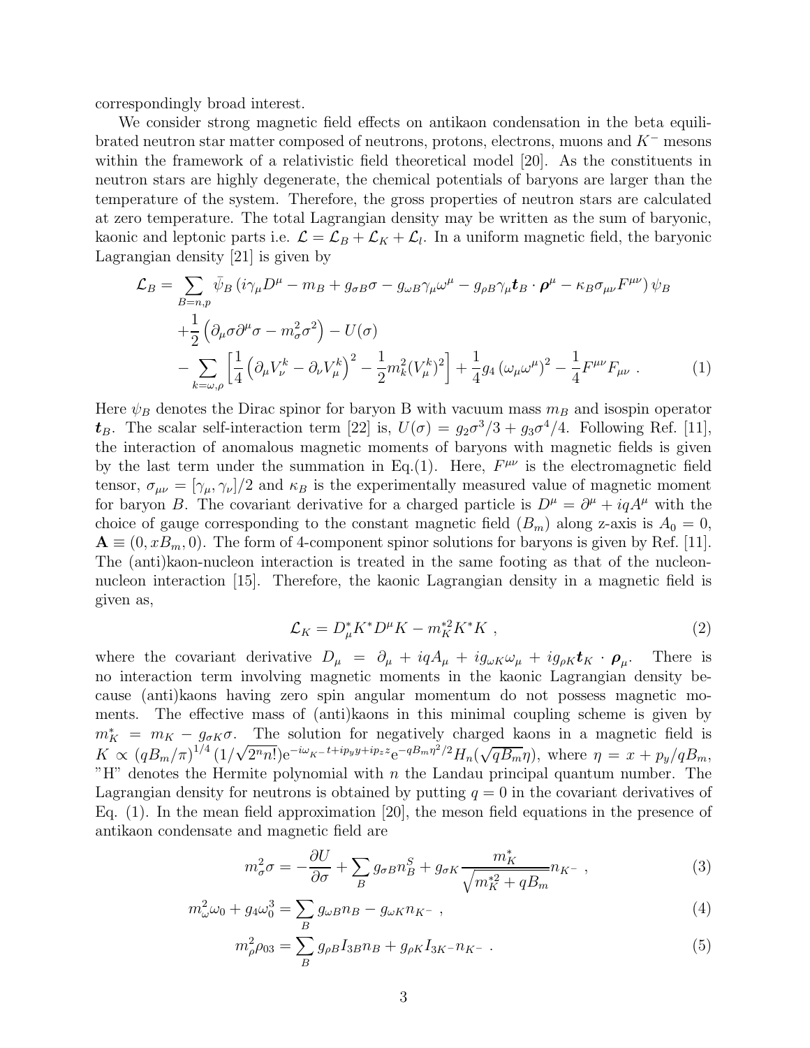correspondingly broad interest.

We consider strong magnetic field effects on antikaon condensation in the beta equilibrated neutron star matter composed of neutrons, protons, electrons, muons and $K^-$ mesons within the framework of a relativistic field theoretical model [20]. As the constituents in neutron stars are highly degenerate, the chemical potentials of baryons are larger than the temperature of the system. Therefore, the gross properties of neutron stars are calculated at zero temperature. The total Lagrangian density may be written as the sum of baryonic, kaonic and leptonic parts i.e. $\mathcal{L} = \mathcal{L}_B + \mathcal{L}_K + \mathcal{L}_l$. In a uniform magnetic field, the baryonic Lagrangian density [21] is given by

$$
\begin{aligned}
\mathcal{L}_B = & \sum_{B=n,p} \bar{\psi}_B \left( i\gamma_\mu D^\mu - m_B + g_{\sigma B}\sigma - g_{\omega B}\gamma_\mu \omega^\mu - g_{\rho B}\gamma_\mu \boldsymbol{t}_B \cdot \boldsymbol{\rho}^\mu - \kappa_B \sigma_{\mu\nu}F^{\mu\nu} \right) \psi_B \\
& + \frac{1}{2}\left( \partial_\mu \sigma \partial^\mu \sigma - m_\sigma^2 \sigma^2 \right) - U(\sigma) \\
& - \sum_{k=\omega,\rho} \left[ \frac{1}{4}\left( \partial_\mu V_\nu^k - \partial_\nu V_\mu^k \right)^2 - \frac{1}{2} m_k^2 (V_\mu^k)^2 \right] + \frac{1}{4} g_4 \left( \omega_\mu \omega^\mu \right)^2 - \frac{1}{4} F^{\mu\nu} F_{\mu\nu} \ . \qquad (1)
\end{aligned}
$$

Here $\psi_B$ denotes the Dirac spinor for baryon B with vacuum mass $m_B$ and isospin operator $\boldsymbol{t}_B$. The scalar self-interaction term [22] is, $U(\sigma) = g_2\sigma^3/3 + g_3\sigma^4/4$. Following Ref. [11], the interaction of anomalous magnetic moments of baryons with magnetic fields is given by the last term under the summation in Eq.(1). Here, $F^{\mu\nu}$ is the electromagnetic field tensor, $\sigma_{\mu\nu} = [\gamma_\mu, \gamma_\nu]/2$ and $\kappa_B$ is the experimentally measured value of magnetic moment for baryon $B$. The covariant derivative for a charged particle is $D^\mu = \partial^\mu + iqA^\mu$ with the choice of gauge corresponding to the constant magnetic field ($B_m$) along z-axis is $A_0 = 0$, $\mathbf{A} \equiv (0, xB_m, 0)$. The form of 4-component spinor solutions for baryons is given by Ref. [11]. The (anti)kaon-nucleon interaction is treated in the same footing as that of the nucleon-nucleon interaction [15]. Therefore, the kaonic Lagrangian density in a magnetic field is given as,

$$
\mathcal{L}_K = D_\mu^* K^* D^\mu K - m_K^{*2} K^* K \ , \qquad (2)
$$

where the covariant derivative $D_\mu = \partial_\mu + iqA_\mu + ig_{\omega K}\omega_\mu + ig_{\rho K}\boldsymbol{t}_K \cdot \boldsymbol{\rho}_\mu$. There is no interaction term involving magnetic moments in the kaonic Lagrangian density because (anti)kaons having zero spin angular momentum do not possess magnetic moments. The effective mass of (anti)kaons in this minimal coupling scheme is given by $m_K^* = m_K - g_{\sigma K}\sigma$. The solution for negatively charged kaons in a magnetic field is $K \propto (qB_m/\pi)^{1/4} (1/\sqrt{2^n n!}) \mathrm{e}^{-i\omega_{K^-}t + ip_y y + ip_z z} \mathrm{e}^{-qB_m \eta^2/2} H_n(\sqrt{qB_m}\eta)$, where $\eta = x + p_y/qB_m$, "H" denotes the Hermite polynomial with $n$ the Landau principal quantum number. The Lagrangian density for neutrons is obtained by putting $q = 0$ in the covariant derivatives of Eq. (1). In the mean field approximation [20], the meson field equations in the presence of antikaon condensate and magnetic field are

$$
m_\sigma^2 \sigma = -\frac{\partial U}{\partial \sigma} + \sum_B g_{\sigma B} n_B^S + g_{\sigma K} \frac{m_K^*}{\sqrt{m_K^{*2} + qB_m}} n_{K^-} \ , \qquad (3)
$$

$$
m_\omega^2 \omega_0 + g_4 \omega_0^3 = \sum_B g_{\omega B} n_B - g_{\omega K} n_{K^-} \ , \qquad (4)
$$

$$
m_\rho^2 \rho_{03} = \sum_B g_{\rho B} I_{3B} n_B + g_{\rho K} I_{3K^-} n_{K^-} \ . \qquad (5)
$$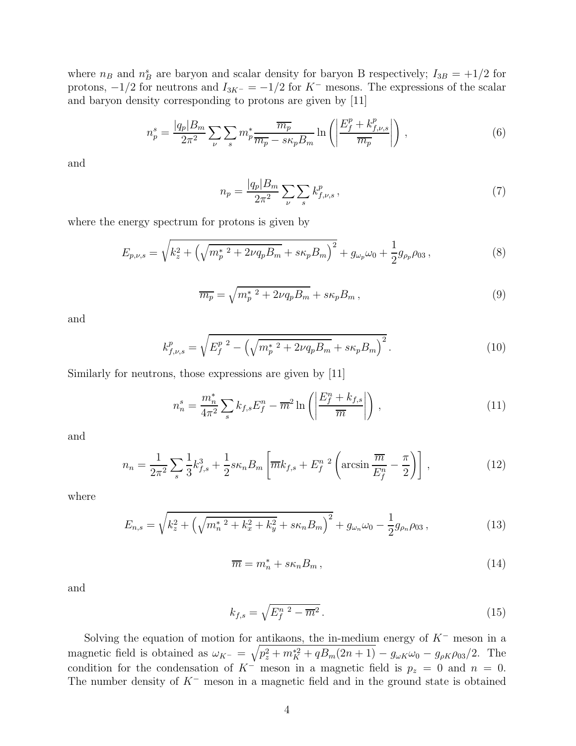where $n_B$ and $n_B^s$ are baryon and scalar density for baryon B respectively; $I_{3B} = +1/2$ for protons, $-1/2$ for neutrons and $I_{3K^-} = -1/2$ for $K^-$ mesons. The expressions of the scalar and baryon density corresponding to protons are given by [11]

$$n_p^s = \frac{|q_p|B_m}{2\pi^2} \sum_\nu \sum_s m_p^* \frac{\overline{m_p}}{\overline{m_p} - s\kappa_p B_m} \ln\left( \left| \frac{E_f^p + k_{f,\nu,s}^p}{\overline{m_p}} \right| \right) , \tag{6}$$

and

$$n_p = \frac{|q_p|B_m}{2\pi^2} \sum_\nu \sum_s k_{f,\nu,s}^p \, , \tag{7}$$

where the energy spectrum for protons is given by

$$E_{p,\nu,s} = \sqrt{k_z^2 + \left(\sqrt{m_p^{*\ 2} + 2\nu q_p B_m} + s\kappa_p B_m\right)^2} + g_{\omega_p}\omega_0 + \frac{1}{2} g_{\rho_p}\rho_{03} \, , \tag{8}$$

$$\overline{m_p} = \sqrt{m_p^{*\ 2} + 2\nu q_p B_m} + s\kappa_p B_m \, , \tag{9}$$

and

$$k_{f,\nu,s}^p = \sqrt{E_f^{p\ 2} - \left(\sqrt{m_p^{*\ 2} + 2\nu q_p B_m} + s\kappa_p B_m\right)^2} . \tag{10}$$

Similarly for neutrons, those expressions are given by [11]

$$n_n^s = \frac{m_n^*}{4\pi^2} \sum_s k_{f,s} E_f^n - \overline{m}^2 \ln\left( \left| \frac{E_f^n + k_{f,s}}{\overline{m}} \right| \right) , \tag{11}$$

and

$$n_n = \frac{1}{2\pi^2} \sum_s \frac{1}{3} k_{f,s}^3 + \frac{1}{2} s\kappa_n B_m \left[ \overline{m} k_{f,s} + E_f^{n\ 2} \left( \arcsin \frac{\overline{m}}{E_f^n} - \frac{\pi}{2} \right) \right] , \tag{12}$$

where

$$E_{n,s} = \sqrt{k_z^2 + \left(\sqrt{m_n^{*\ 2} + k_x^2 + k_y^2} + s\kappa_n B_m\right)^2} + g_{\omega_n}\omega_0 - \frac{1}{2} g_{\rho_n}\rho_{03} \, , \tag{13}$$

$$\overline{m} = m_n^* + s\kappa_n B_m \, , \tag{14}$$

and

$$k_{f,s} = \sqrt{E_f^{n\ 2} - \overline{m}^2} \, . \tag{15}$$

Solving the equation of motion for antikaons, the in-medium energy of $K^-$ meson in a magnetic field is obtained as $\omega_{K^-} = \sqrt{p_z^2 + m_K^{*2} + qB_m(2n+1)} - g_{\omega K}\omega_0 - g_{\rho K}\rho_{03}/2$. The condition for the condensation of $K^-$ meson in a magnetic field is $p_z = 0$ and $n = 0$. The number density of $K^-$ meson in a magnetic field and in the ground state is obtained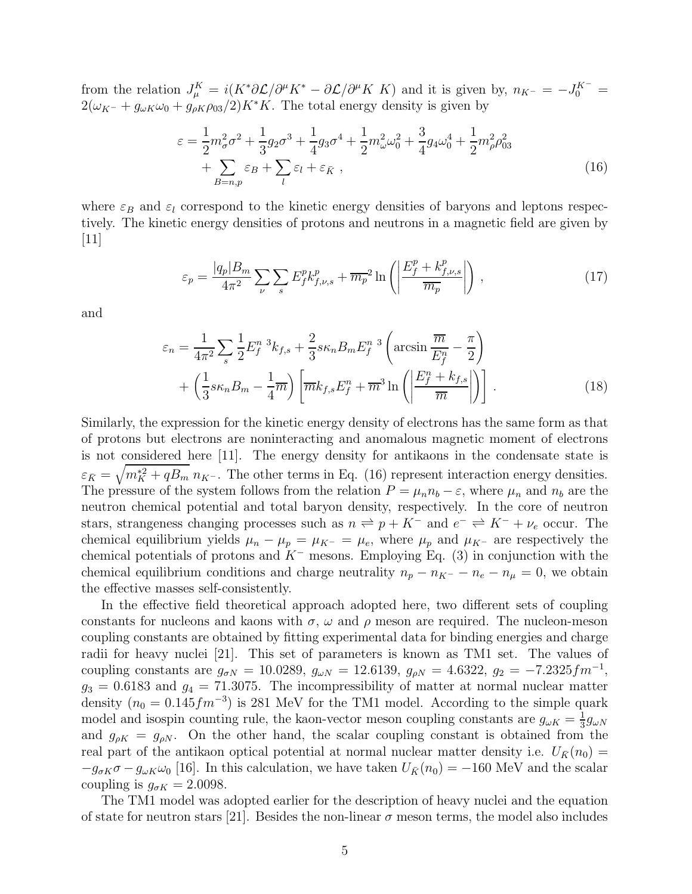from the relation $J_\mu^K = i(K^* \partial\mathcal{L}/\partial^\mu K^* - \partial\mathcal{L}/\partial^\mu K\ K)$ and it is given by, $n_{K^-} = -J_0^{K^-} = 2(\omega_{K^-} + g_{\omega K}\omega_0 + g_{\rho K}\rho_{03}/2)K^*K$. The total energy density is given by

$$
\begin{aligned}
\varepsilon = &\frac{1}{2}m_\sigma^2\sigma^2 + \frac{1}{3}g_2\sigma^3 + \frac{1}{4}g_3\sigma^4 + \frac{1}{2}m_\omega^2\omega_0^2 + \frac{3}{4}g_4\omega_0^4 + \frac{1}{2}m_\rho^2\rho_{03}^2 \\
&+ \sum_{B=n,p}\varepsilon_B + \sum_l \varepsilon_l + \varepsilon_{\bar{K}} \ ,
\end{aligned}
\tag{16}
$$

where $\varepsilon_B$ and $\varepsilon_l$ correspond to the kinetic energy densities of baryons and leptons respectively. The kinetic energy densities of protons and neutrons in a magnetic field are given by [11]

$$
\varepsilon_p = \frac{|q_p|B_m}{4\pi^2}\sum_\nu\sum_s E_f^p k_{f,\nu,s}^p + \overline{m_p}^2 \ln\left(\left|\frac{E_f^p + k_{f,\nu,s}^p}{\overline{m_p}}\right|\right) \ ,
\tag{17}
$$

and

$$
\begin{aligned}
\varepsilon_n = &\frac{1}{4\pi^2}\sum_s \frac{1}{2}E_f^{n\ 3}k_{f,s} + \frac{2}{3}s\kappa_n B_m E_f^{n\ 3}\left(\arcsin\frac{\overline{m}}{E_f^n} - \frac{\pi}{2}\right) \\
&+ \left(\frac{1}{3}s\kappa_n B_m - \frac{1}{4}\overline{m}\right)\left[\overline{m}k_{f,s}E_f^n + \overline{m}^3\ln\left(\left|\frac{E_f^n + k_{f,s}}{\overline{m}}\right|\right)\right] \ .
\end{aligned}
\tag{18}
$$

Similarly, the expression for the kinetic energy density of electrons has the same form as that of protons but electrons are noninteracting and anomalous magnetic moment of electrons is not considered here [11]. The energy density for antikaons in the condensate state is $\varepsilon_{\bar{K}} = \sqrt{m_K^{*2} + qB_m}\ n_{K^-}$. The other terms in Eq. (16) represent interaction energy densities. The pressure of the system follows from the relation $P = \mu_n n_b - \varepsilon$, where $\mu_n$ and $n_b$ are the neutron chemical potential and total baryon density, respectively. In the core of neutron stars, strangeness changing processes such as $n \rightleftharpoons p + K^-$ and $e^- \rightleftharpoons K^- + \nu_e$ occur. The chemical equilibrium yields $\mu_n - \mu_p = \mu_{K^-} = \mu_e$, where $\mu_p$ and $\mu_{K^-}$ are respectively the chemical potentials of protons and $K^-$ mesons. Employing Eq. (3) in conjunction with the chemical equilibrium conditions and charge neutrality $n_p - n_{K^-} - n_e - n_\mu = 0$, we obtain the effective masses self-consistently.

In the effective field theoretical approach adopted here, two different sets of coupling constants for nucleons and kaons with $\sigma$, $\omega$ and $\rho$ meson are required. The nucleon-meson coupling constants are obtained by fitting experimental data for binding energies and charge radii for heavy nuclei [21]. This set of parameters is known as TM1 set. The values of coupling constants are $g_{\sigma N} = 10.0289$, $g_{\omega N} = 12.6139$, $g_{\rho N} = 4.6322$, $g_2 = -7.2325 fm^{-1}$, $g_3 = 0.6183$ and $g_4 = 71.3075$. The incompressibility of matter at normal nuclear matter density ($n_0 = 0.145 fm^{-3}$) is 281 MeV for the TM1 model. According to the simple quark model and isospin counting rule, the kaon-vector meson coupling constants are $g_{\omega K} = \frac{1}{3}g_{\omega N}$ and $g_{\rho K} = g_{\rho N}$. On the other hand, the scalar coupling constant is obtained from the real part of the antikaon optical potential at normal nuclear matter density i.e. $U_{\bar{K}}(n_0) = -g_{\sigma K}\sigma - g_{\omega K}\omega_0$ [16]. In this calculation, we have taken $U_{\bar{K}}(n_0) = -160$ MeV and the scalar coupling is $g_{\sigma K} = 2.0098$.

The TM1 model was adopted earlier for the description of heavy nuclei and the equation of state for neutron stars [21]. Besides the non-linear $\sigma$ meson terms, the model also includes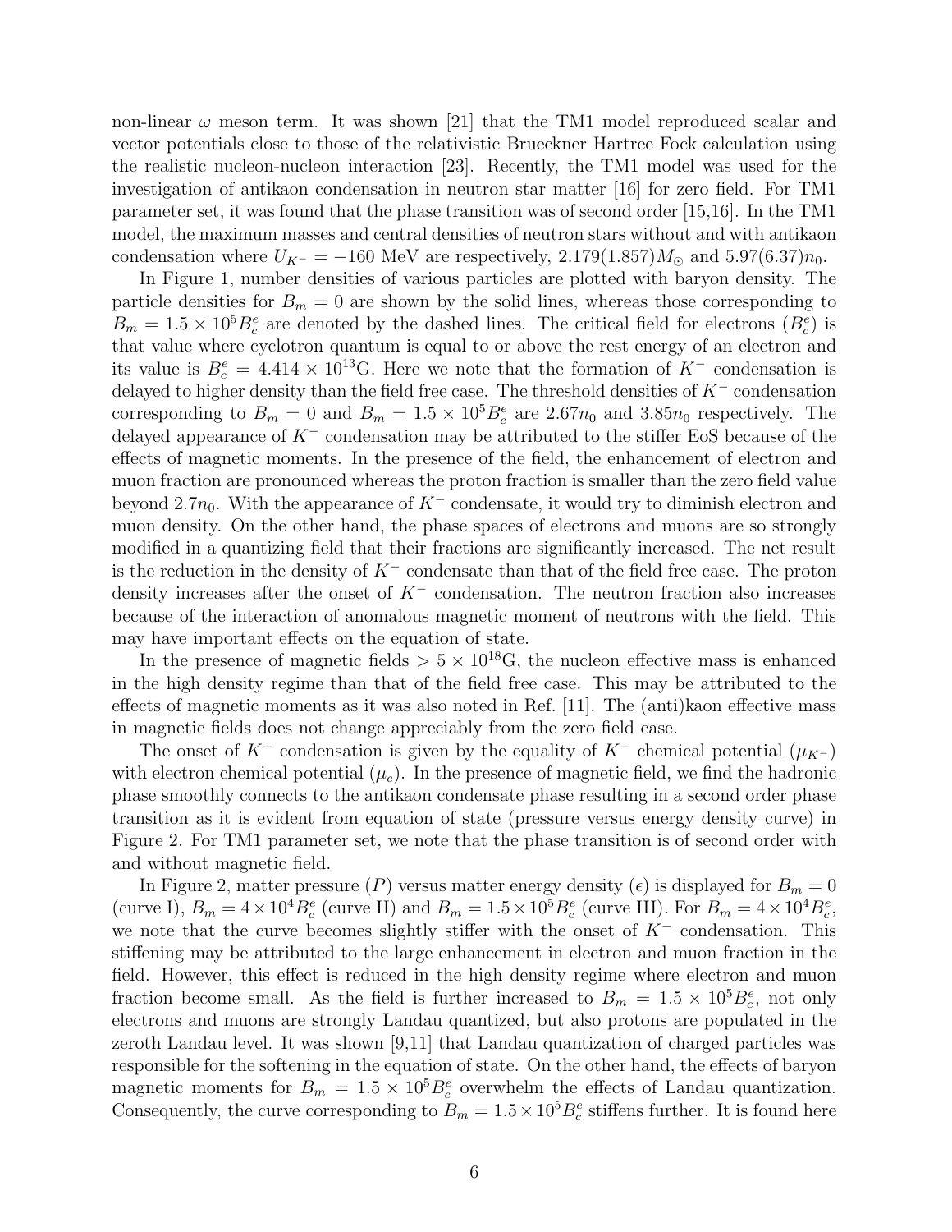non-linear $\omega$ meson term. It was shown [21] that the TM1 model reproduced scalar and vector potentials close to those of the relativistic Brueckner Hartree Fock calculation using the realistic nucleon-nucleon interaction [23]. Recently, the TM1 model was used for the investigation of antikaon condensation in neutron star matter [16] for zero field. For TM1 parameter set, it was found that the phase transition was of second order [15,16]. In the TM1 model, the maximum masses and central densities of neutron stars without and with antikaon condensation where $U_{K^-} = -160$ MeV are respectively, $2.179(1.857)M_\odot$ and $5.97(6.37)n_0$.

In Figure 1, number densities of various particles are plotted with baryon density. The particle densities for $B_m = 0$ are shown by the solid lines, whereas those corresponding to $B_m = 1.5 \times 10^5 B_c^e$ are denoted by the dashed lines. The critical field for electrons ($B_c^e$) is that value where cyclotron quantum is equal to or above the rest energy of an electron and its value is $B_c^e = 4.414 \times 10^{13}$G. Here we note that the formation of $K^-$ condensation is delayed to higher density than the field free case. The threshold densities of $K^-$ condensation corresponding to $B_m = 0$ and $B_m = 1.5 \times 10^5 B_c^e$ are $2.67n_0$ and $3.85n_0$ respectively. The delayed appearance of $K^-$ condensation may be attributed to the stiffer EoS because of the effects of magnetic moments. In the presence of the field, the enhancement of electron and muon fraction are pronounced whereas the proton fraction is smaller than the zero field value beyond $2.7n_0$. With the appearance of $K^-$ condensate, it would try to diminish electron and muon density. On the other hand, the phase spaces of electrons and muons are so strongly modified in a quantizing field that their fractions are significantly increased. The net result is the reduction in the density of $K^-$ condensate than that of the field free case. The proton density increases after the onset of $K^-$ condensation. The neutron fraction also increases because of the interaction of anomalous magnetic moment of neutrons with the field. This may have important effects on the equation of state.

In the presence of magnetic fields $> 5 \times 10^{18}$G, the nucleon effective mass is enhanced in the high density regime than that of the field free case. This may be attributed to the effects of magnetic moments as it was also noted in Ref. [11]. The (anti)kaon effective mass in magnetic fields does not change appreciably from the zero field case.

The onset of $K^-$ condensation is given by the equality of $K^-$ chemical potential ($\mu_{K^-}$) with electron chemical potential ($\mu_e$). In the presence of magnetic field, we find the hadronic phase smoothly connects to the antikaon condensate phase resulting in a second order phase transition as it is evident from equation of state (pressure versus energy density curve) in Figure 2. For TM1 parameter set, we note that the phase transition is of second order with and without magnetic field.

In Figure 2, matter pressure ($P$) versus matter energy density ($\epsilon$) is displayed for $B_m = 0$ (curve I), $B_m = 4 \times 10^4 B_c^e$ (curve II) and $B_m = 1.5 \times 10^5 B_c^e$ (curve III). For $B_m = 4 \times 10^4 B_c^e$, we note that the curve becomes slightly stiffer with the onset of $K^-$ condensation. This stiffening may be attributed to the large enhancement in electron and muon fraction in the field. However, this effect is reduced in the high density regime where electron and muon fraction become small. As the field is further increased to $B_m = 1.5 \times 10^5 B_c^e$, not only electrons and muons are strongly Landau quantized, but also protons are populated in the zeroth Landau level. It was shown [9,11] that Landau quantization of charged particles was responsible for the softening in the equation of state. On the other hand, the effects of baryon magnetic moments for $B_m = 1.5 \times 10^5 B_c^e$ overwhelm the effects of Landau quantization. Consequently, the curve corresponding to $B_m = 1.5 \times 10^5 B_c^e$ stiffens further. It is found here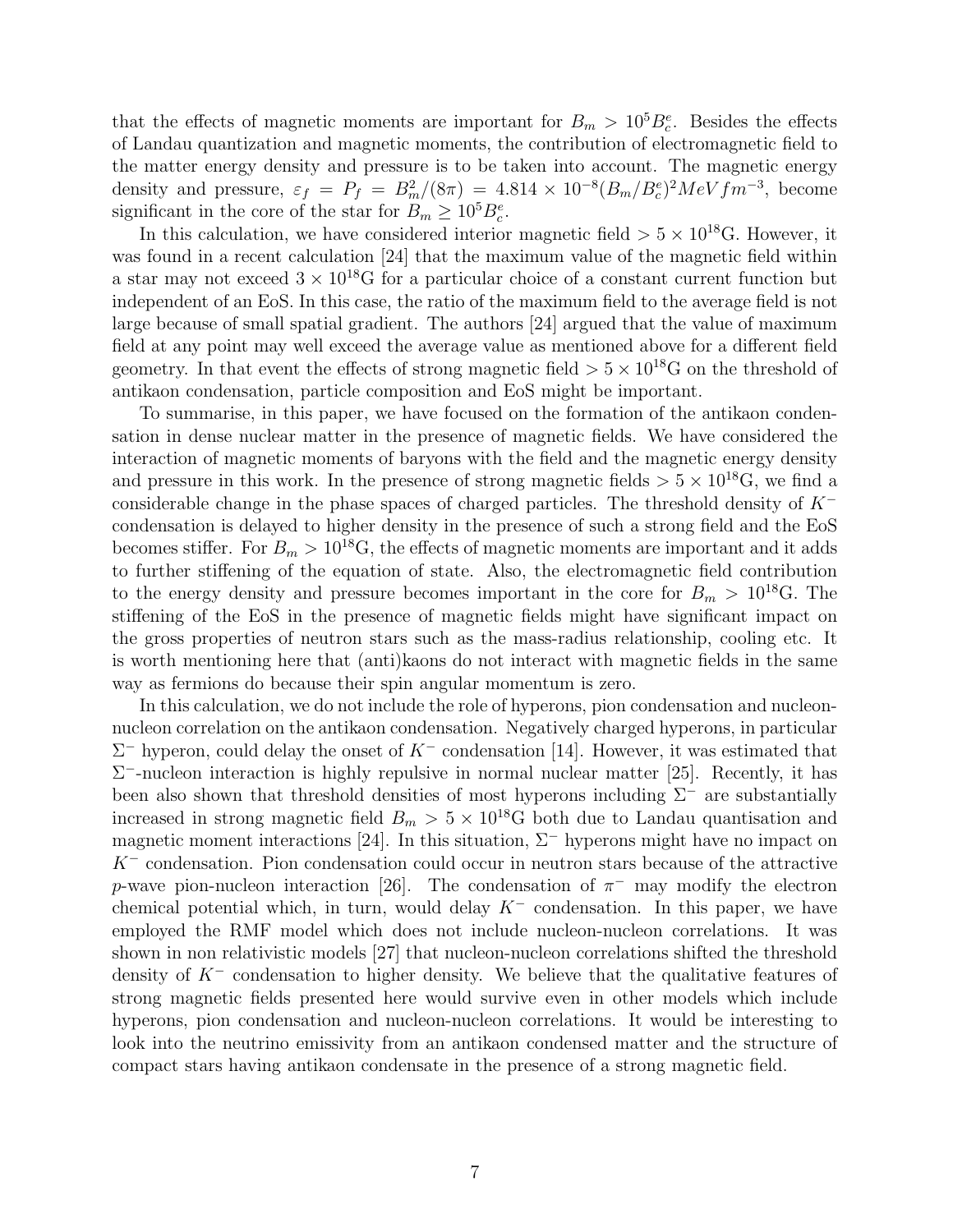that the effects of magnetic moments are important for $B_m > 10^5 B_c^e$. Besides the effects of Landau quantization and magnetic moments, the contribution of electromagnetic field to the matter energy density and pressure is to be taken into account. The magnetic energy density and pressure, $\varepsilon_f = P_f = B_m^2/(8\pi) = 4.814 \times 10^{-8}(B_m/B_c^e)^2 MeV fm^{-3}$, become significant in the core of the star for $B_m \geq 10^5 B_c^e$.

In this calculation, we have considered interior magnetic field $> 5 \times 10^{18}$G. However, it was found in a recent calculation [24] that the maximum value of the magnetic field within a star may not exceed $3 \times 10^{18}$G for a particular choice of a constant current function but independent of an EoS. In this case, the ratio of the maximum field to the average field is not large because of small spatial gradient. The authors [24] argued that the value of maximum field at any point may well exceed the average value as mentioned above for a different field geometry. In that event the effects of strong magnetic field $> 5 \times 10^{18}$G on the threshold of antikaon condensation, particle composition and EoS might be important.

To summarise, in this paper, we have focused on the formation of the antikaon condensation in dense nuclear matter in the presence of magnetic fields. We have considered the interaction of magnetic moments of baryons with the field and the magnetic energy density and pressure in this work. In the presence of strong magnetic fields $> 5 \times 10^{18}$G, we find a considerable change in the phase spaces of charged particles. The threshold density of $K^-$ condensation is delayed to higher density in the presence of such a strong field and the EoS becomes stiffer. For $B_m > 10^{18}$G, the effects of magnetic moments are important and it adds to further stiffening of the equation of state. Also, the electromagnetic field contribution to the energy density and pressure becomes important in the core for $B_m > 10^{18}$G. The stiffening of the EoS in the presence of magnetic fields might have significant impact on the gross properties of neutron stars such as the mass-radius relationship, cooling etc. It is worth mentioning here that (anti)kaons do not interact with magnetic fields in the same way as fermions do because their spin angular momentum is zero.

In this calculation, we do not include the role of hyperons, pion condensation and nucleon-nucleon correlation on the antikaon condensation. Negatively charged hyperons, in particular $\Sigma^-$ hyperon, could delay the onset of $K^-$ condensation [14]. However, it was estimated that $\Sigma^-$-nucleon interaction is highly repulsive in normal nuclear matter [25]. Recently, it has been also shown that threshold densities of most hyperons including $\Sigma^-$ are substantially increased in strong magnetic field $B_m > 5 \times 10^{18}$G both due to Landau quantisation and magnetic moment interactions [24]. In this situation, $\Sigma^-$ hyperons might have no impact on $K^-$ condensation. Pion condensation could occur in neutron stars because of the attractive $p$-wave pion-nucleon interaction [26]. The condensation of $\pi^-$ may modify the electron chemical potential which, in turn, would delay $K^-$ condensation. In this paper, we have employed the RMF model which does not include nucleon-nucleon correlations. It was shown in non relativistic models [27] that nucleon-nucleon correlations shifted the threshold density of $K^-$ condensation to higher density. We believe that the qualitative features of strong magnetic fields presented here would survive even in other models which include hyperons, pion condensation and nucleon-nucleon correlations. It would be interesting to look into the neutrino emissivity from an antikaon condensed matter and the structure of compact stars having antikaon condensate in the presence of a strong magnetic field.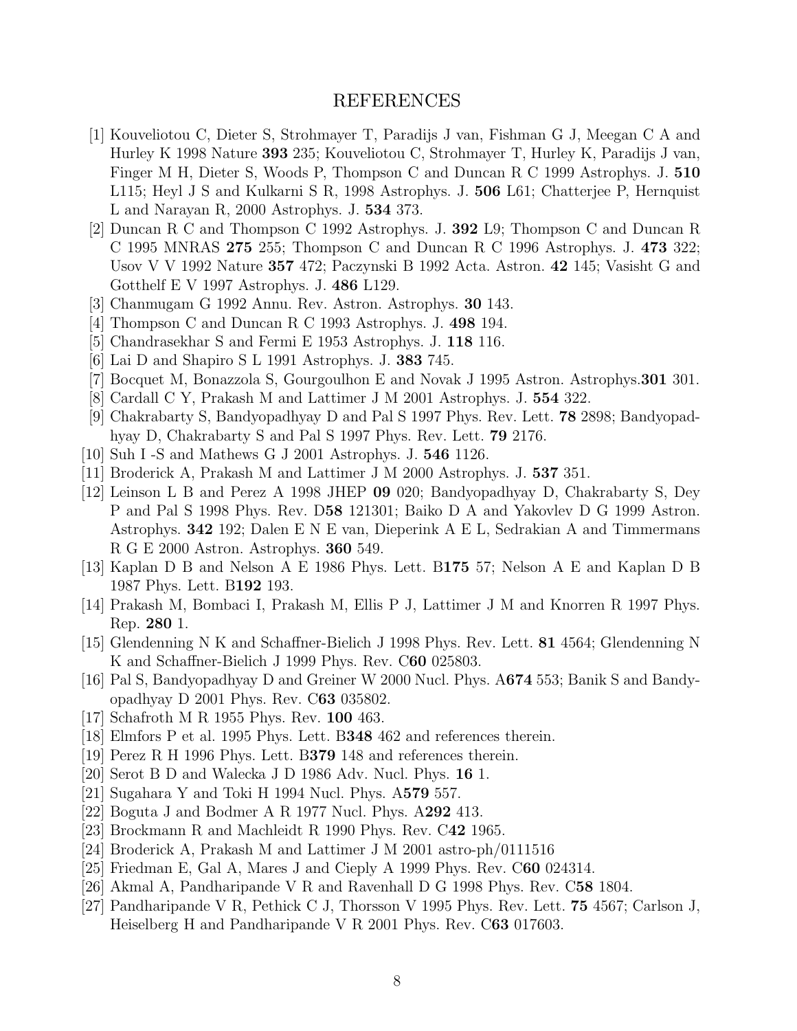# REFERENCES

[1] Kouveliotou C, Dieter S, Strohmayer T, Paradijs J van, Fishman G J, Meegan C A and Hurley K 1998 Nature **393** 235; Kouveliotou C, Strohmayer T, Hurley K, Paradijs J van, Finger M H, Dieter S, Woods P, Thompson C and Duncan R C 1999 Astrophys. J. **510** L115; Heyl J S and Kulkarni S R, 1998 Astrophys. J. **506** L61; Chatterjee P, Hernquist L and Narayan R, 2000 Astrophys. J. **534** 373.

[2] Duncan R C and Thompson C 1992 Astrophys. J. **392** L9; Thompson C and Duncan R C 1995 MNRAS **275** 255; Thompson C and Duncan R C 1996 Astrophys. J. **473** 322; Usov V V 1992 Nature **357** 472; Paczynski B 1992 Acta. Astron. **42** 145; Vasisht G and Gotthelf E V 1997 Astrophys. J. **486** L129.

[3] Chanmugam G 1992 Annu. Rev. Astron. Astrophys. **30** 143.

[4] Thompson C and Duncan R C 1993 Astrophys. J. **498** 194.

[5] Chandrasekhar S and Fermi E 1953 Astrophys. J. **118** 116.

[6] Lai D and Shapiro S L 1991 Astrophys. J. **383** 745.

[7] Bocquet M, Bonazzola S, Gourgoulhon E and Novak J 1995 Astron. Astrophys.**301** 301.

[8] Cardall C Y, Prakash M and Lattimer J M 2001 Astrophys. J. **554** 322.

[9] Chakrabarty S, Bandyopadhyay D and Pal S 1997 Phys. Rev. Lett. **78** 2898; Bandyopadhyay D, Chakrabarty S and Pal S 1997 Phys. Rev. Lett. **79** 2176.

[10] Suh I -S and Mathews G J 2001 Astrophys. J. **546** 1126.

[11] Broderick A, Prakash M and Lattimer J M 2000 Astrophys. J. **537** 351.

[12] Leinson L B and Perez A 1998 JHEP **09** 020; Bandyopadhyay D, Chakrabarty S, Dey P and Pal S 1998 Phys. Rev. D**58** 121301; Baiko D A and Yakovlev D G 1999 Astron. Astrophys. **342** 192; Dalen E N E van, Dieperink A E L, Sedrakian A and Timmermans R G E 2000 Astron. Astrophys. **360** 549.

[13] Kaplan D B and Nelson A E 1986 Phys. Lett. B**175** 57; Nelson A E and Kaplan D B 1987 Phys. Lett. B**192** 193.

[14] Prakash M, Bombaci I, Prakash M, Ellis P J, Lattimer J M and Knorren R 1997 Phys. Rep. **280** 1.

[15] Glendenning N K and Schaffner-Bielich J 1998 Phys. Rev. Lett. **81** 4564; Glendenning N K and Schaffner-Bielich J 1999 Phys. Rev. C**60** 025803.

[16] Pal S, Bandyopadhyay D and Greiner W 2000 Nucl. Phys. A**674** 553; Banik S and Bandyopadhyay D 2001 Phys. Rev. C**63** 035802.

[17] Schafroth M R 1955 Phys. Rev. **100** 463.

[18] Elmfors P et al. 1995 Phys. Lett. B**348** 462 and references therein.

[19] Perez R H 1996 Phys. Lett. B**379** 148 and references therein.

[20] Serot B D and Walecka J D 1986 Adv. Nucl. Phys. **16** 1.

[21] Sugahara Y and Toki H 1994 Nucl. Phys. A**579** 557.

[22] Boguta J and Bodmer A R 1977 Nucl. Phys. A**292** 413.

[23] Brockmann R and Machleidt R 1990 Phys. Rev. C**42** 1965.

[24] Broderick A, Prakash M and Lattimer J M 2001 astro-ph/0111516

[25] Friedman E, Gal A, Mares J and Cieply A 1999 Phys. Rev. C**60** 024314.

[26] Akmal A, Pandharipande V R and Ravenhall D G 1998 Phys. Rev. C**58** 1804.

[27] Pandharipande V R, Pethick C J, Thorsson V 1995 Phys. Rev. Lett. **75** 4567; Carlson J, Heiselberg H and Pandharipande V R 2001 Phys. Rev. C**63** 017603.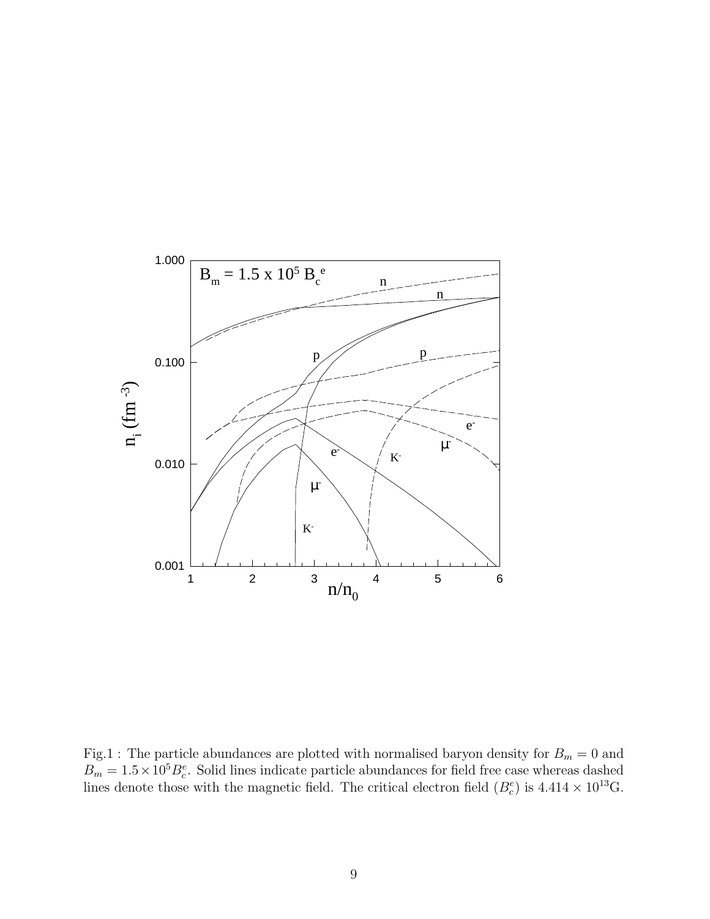Fig.1 : The particle abundances are plotted with normalised baryon density for $B_m = 0$ and $B_m = 1.5 \times 10^5 B_c^e$. Solid lines indicate particle abundances for field free case whereas dashed lines denote those with the magnetic field. The critical electron field ($B_c^e$) is $4.414 \times 10^{13}$G.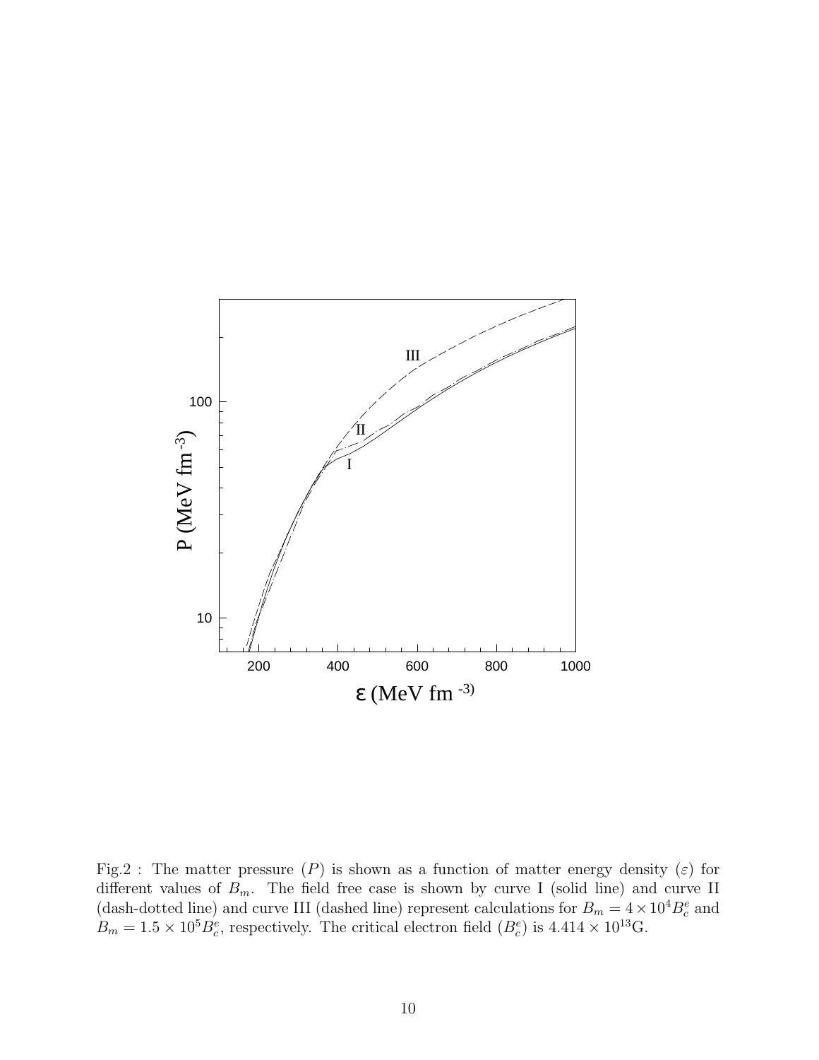III

II

I

100

10

P (MeV fm$^{-3}$)

200

400

600

800

1000

ε (MeV fm $^{-3}$)

Fig.2 : The matter pressure ($P$) is shown as a function of matter energy density ($\varepsilon$) for different values of $B_m$. The field free case is shown by curve I (solid line) and curve II (dash-dotted line) and curve III (dashed line) represent calculations for $B_m = 4 \times 10^4 B_c^e$ and $B_m = 1.5 \times 10^5 B_c^e$, respectively. The critical electron field ($B_c^e$) is $4.414 \times 10^{13}$G.